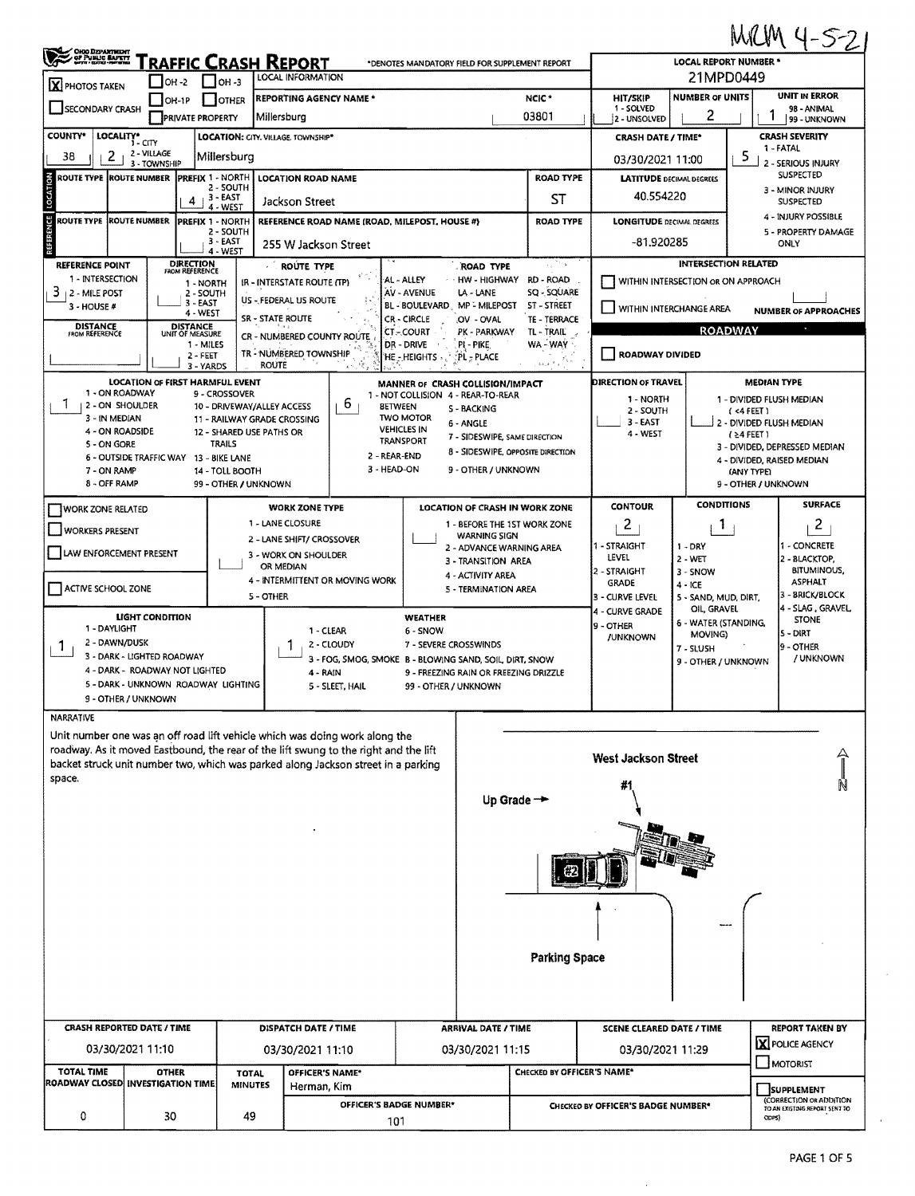MCM 4-5-21

# Traffic Crash Report

*DENOTES MANDATORY FIELD FOR SUPPLEMENT REPORT

| | |
|---|---|
| LOCAL REPORT NUMBER * | 21MPD0449 |
| PHOTOS TAKEN | X |
| REPORTING AGENCY NAME * | Millersburg |
| NCIC * | 03801 |
| HIT/SKIP | (1 - SOLVED, 2 - UNSOLVED) |
| NUMBER OF UNITS | 2 |
| UNIT IN ERROR | 1 (98 - ANIMAL, 99 - UNKNOWN) |
| COUNTY* | 38 |
| LOCALITY* | 2 (1 - CITY, 2 - VILLAGE, 3 - TOWNSHIP) |
| LOCATION: CITY, VILLAGE, TOWNSHIP* | Millersburg |
| CRASH DATE / TIME* | 03/30/2021 11:00 |
| CRASH SEVERITY | 5 (1 - FATAL, 2 - SERIOUS INJURY SUSPECTED, 3 - MINOR INJURY SUSPECTED, 4 - INJURY POSSIBLE, 5 - PROPERTY DAMAGE ONLY) |

## Location

| Field | Value |
|---|---|
| PREFIX | 4 (1 - NORTH, 2 - SOUTH, 3 - EAST, 4 - WEST) |
| LOCATION ROAD NAME | Jackson Street |
| ROAD TYPE | ST |
| LATITUDE DECIMAL DEGREES | 40.554220 |

## Reference

| Field | Value |
|---|---|
| REFERENCE ROAD NAME (ROAD, MILEPOST, HOUSE #) | 255 W Jackson Street |
| LONGITUDE DECIMAL DEGREES | -81.920285 |
| REFERENCE POINT | 3 (1 - INTERSECTION, 2 - MILE POST, 3 - HOUSE #) |

INTERSECTION RELATED: WITHIN INTERSECTION OR ON APPROACH; WITHIN INTERCHANGE AREA; NUMBER OF APPROACHES

ROADWAY: ROADWAY DIVIDED

| Field | Value |
|---|---|
| LOCATION OF FIRST HARMFUL EVENT | 1 (1 - ON ROADWAY) |
| MANNER OF CRASH COLLISION/IMPACT | 6 (6 - ANGLE) |
| DIRECTION OF TRAVEL | |
| MEDIAN TYPE | |
| WORK ZONE RELATED | |
| CONTOUR | 2 (2 - STRAIGHT GRADE) |
| CONDITIONS | 1 (1 - DRY) |
| SURFACE | 2 (2 - BLACKTOP, BITUMINOUS, ASPHALT) |
| LIGHT CONDITION | 1 (1 - DAYLIGHT) |
| WEATHER | 1 (1 - CLEAR) |

## Narrative

Unit number one was an off road lift vehicle which was doing work along the roadway. As it moved Eastbound, the rear of the lift swung to the right and the lift backet struck unit number two, which was parked along Jackson street in a parking space.

Diagram labels: West Jackson Street; #1; Up Grade →; #2; Parking Space; N

| CRASH REPORTED DATE / TIME | DISPATCH DATE / TIME | ARRIVAL DATE / TIME | SCENE CLEARED DATE / TIME | REPORT TAKEN BY |
|---|---|---|---|---|
| 03/30/2021 11:10 | 03/30/2021 11:10 | 03/30/2021 11:15 | 03/30/2021 11:29 | X POLICE AGENCY |

| TOTAL TIME ROADWAY CLOSED | OTHER INVESTIGATION TIME | TOTAL MINUTES | OFFICER'S NAME* | OFFICER'S BADGE NUMBER* | CHECKED BY OFFICER'S NAME* | CHECKED BY OFFICER'S BADGE NUMBER* |
|---|---|---|---|---|---|---|
| 0 | 30 | 49 | Herman, Kim | 101 | | |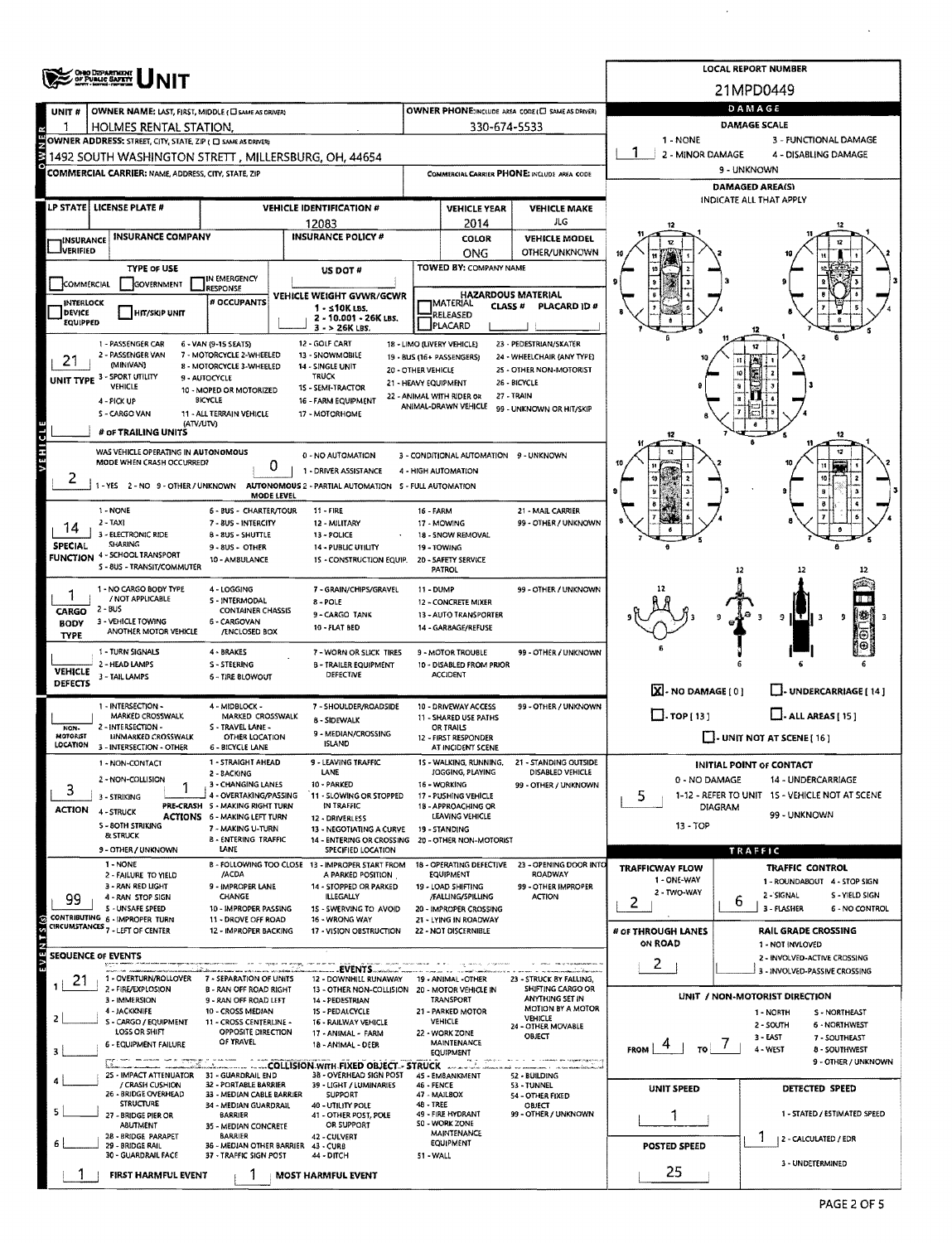# UNIT

**LOCAL REPORT NUMBER:** 21MPD0449

## OWNER

| Field | Value |
|---|---|
| UNIT # | 1 |
| OWNER NAME: LAST, FIRST, MIDDLE (☐ SAME AS DRIVER) | HOLMES RENTAL STATION, |
| OWNER PHONE: INCLUDE AREA CODE (☐ SAME AS DRIVER) | 330-674-5533 |
| OWNER ADDRESS: STREET, CITY, STATE, ZIP (☐ SAME AS DRIVER) | 1492 SOUTH WASHINGTON STRETT, MILLERSBURG, OH, 44654 |
| COMMERCIAL CARRIER: NAME, ADDRESS, CITY, STATE, ZIP | |
| COMMERCIAL CARRIER PHONE: INCLUDE AREA CODE | |

## DAMAGE

**DAMAGE SCALE:** 1 — 1 - NONE; 2 - MINOR DAMAGE; 3 - FUNCTIONAL DAMAGE; 4 - DISABLING DAMAGE; 9 - UNKNOWN

**DAMAGED AREA(S)** — INDICATE ALL THAT APPLY

☒ - NO DAMAGE [0] ☐ - UNDERCARRIAGE [14] ☐ - TOP [13] ☐ - ALL AREAS [15] ☐ - UNIT NOT AT SCENE [16]

## VEHICLE

| Field | Value |
|---|---|
| LP STATE | |
| LICENSE PLATE # | |
| VEHICLE IDENTIFICATION # | 12083 |
| VEHICLE YEAR | 2014 |
| VEHICLE MAKE | JLG |
| INSURANCE VERIFIED | ☐ |
| INSURANCE COMPANY | |
| INSURANCE POLICY # | |
| COLOR | ONG |
| VEHICLE MODEL | OTHER/UNKNOWN |
| TYPE OF USE | ☐ COMMERCIAL ☐ GOVERNMENT ☐ IN EMERGENCY RESPONSE |
| US DOT # | |
| TOWED BY: COMPANY NAME | |
| INTERLOCK DEVICE EQUIPPED | ☐ |
| HIT/SKIP UNIT | ☐ |
| # OCCUPANTS | |
| VEHICLE WEIGHT GVWR/GCWR | 1 - ≤10K LBS. 2 - 10.001 - 26K LBS. 3 - > 26K LBS. |
| HAZARDOUS MATERIAL | ☐ MATERIAL RELEASED ☐ PLACARD; CLASS #; PLACARD ID # |

**UNIT TYPE:** 21

1 - PASSENGER CAR; 2 - PASSENGER VAN (MINIVAN); 3 - SPORT UTILITY VEHICLE; 4 - PICK UP; 5 - CARGO VAN; 6 - VAN (9-15 SEATS); 7 - MOTORCYCLE 2-WHEELED; 8 - MOTORCYCLE 3-WHEELED; 9 - AUTOCYCLE; 10 - MOPED OR MOTORIZED BICYCLE; 11 - ALL TERRAIN VEHICLE (ATV/UTV); 12 - GOLF CART; 13 - SNOWMOBILE; 14 - SINGLE UNIT TRUCK; 15 - SEMI-TRACTOR; 16 - FARM EQUIPMENT; 17 - MOTORHOME; 18 - LIMO (LIVERY VEHICLE); 19 - BUS (16+ PASSENGERS); 20 - OTHER VEHICLE; 21 - HEAVY EQUIPMENT; 22 - ANIMAL WITH RIDER OR ANIMAL-DRAWN VEHICLE; 23 - PEDESTRIAN/SKATER; 24 - WHEELCHAIR (ANY TYPE); 25 - OTHER NON-MOTORIST; 26 - BICYCLE; 27 - TRAIN; 99 - UNKNOWN OR HIT/SKIP

**# OF TRAILING UNITS:**

**WAS VEHICLE OPERATING IN AUTONOMOUS MODE WHEN CRASH OCCURRED?** 2 (1 - YES 2 - NO 9 - OTHER / UNKNOWN)

**AUTONOMOUS MODE LEVEL:** 0 — 0 - NO AUTOMATION; 1 - DRIVER ASSISTANCE; 2 - PARTIAL AUTOMATION; 3 - CONDITIONAL AUTOMATION; 4 - HIGH AUTOMATION; 5 - FULL AUTOMATION; 9 - UNKNOWN

**SPECIAL FUNCTION:** 14

1 - NONE; 2 - TAXI; 3 - ELECTRONIC RIDE SHARING; 4 - SCHOOL TRANSPORT; 5 - BUS - TRANSIT/COMMUTER; 6 - BUS - CHARTER/TOUR; 7 - BUS - INTERCITY; 8 - BUS - SHUTTLE; 9 - BUS - OTHER; 10 - AMBULANCE; 11 - FIRE; 12 - MILITARY; 13 - POLICE; 14 - PUBLIC UTILITY; 15 - CONSTRUCTION EQUIP.; 16 - FARM; 17 - MOWING; 18 - SNOW REMOVAL; 19 - TOWING; 20 - SAFETY SERVICE PATROL; 21 - MAIL CARRIER; 99 - OTHER / UNKNOWN

**CARGO BODY TYPE:** 1

1 - NO CARGO BODY TYPE / NOT APPLICABLE; 2 - BUS; 3 - VEHICLE TOWING ANOTHER MOTOR VEHICLE; 4 - LOGGING; 5 - INTERMODAL CONTAINER CHASSIS; 6 - CARGOVAN /ENCLOSED BOX; 7 - GRAIN/CHIPS/GRAVEL; 8 - POLE; 9 - CARGO TANK; 10 - FLAT BED; 11 - DUMP; 12 - CONCRETE MIXER; 13 - AUTO TRANSPORTER; 14 - GARBAGE/REFUSE; 99 - OTHER / UNKNOWN

**VEHICLE DEFECTS:**

1 - TURN SIGNALS; 2 - HEAD LAMPS; 3 - TAIL LAMPS; 4 - BRAKES; 5 - STEERING; 6 - TIRE BLOWOUT; 7 - WORN OR SLICK TIRES; 8 - TRAILER EQUIPMENT DEFECTIVE; 9 - MOTOR TROUBLE; 10 - DISABLED FROM PRIOR ACCIDENT; 99 - OTHER / UNKNOWN

**NON-MOTORIST LOCATION:**

1 - INTERSECTION - MARKED CROSSWALK; 2 - INTERSECTION - UNMARKED CROSSWALK; 3 - INTERSECTION - OTHER; 4 - MIDBLOCK - MARKED CROSSWALK; 5 - TRAVEL LANE - OTHER LOCATION; 6 - BICYCLE LANE; 7 - SHOULDER/ROADSIDE; 8 - SIDEWALK; 9 - MEDIAN/CROSSING ISLAND; 10 - DRIVEWAY ACCESS; 11 - SHARED USE PATHS OR TRAILS; 12 - FIRST RESPONDER AT INCIDENT SCENE; 99 - OTHER / UNKNOWN

**ACTION:** 3 **PRE-CRASH ACTIONS:** 1

ACTION: 1 - NON-CONTACT; 2 - NON-COLLISION; 3 - STRIKING; 4 - STRUCK; 5 - BOTH STRIKING & STRUCK; 9 - OTHER / UNKNOWN

PRE-CRASH ACTIONS: 1 - STRAIGHT AHEAD; 2 - BACKING; 3 - CHANGING LANES; 4 - OVERTAKING/PASSING; 5 - MAKING RIGHT TURN; 6 - MAKING LEFT TURN; 7 - MAKING U-TURN; 8 - ENTERING TRAFFIC LANE; 9 - LEAVING TRAFFIC LANE; 10 - PARKED; 11 - SLOWING OR STOPPED IN TRAFFIC; 12 - DRIVERLESS; 13 - NEGOTIATING A CURVE; 14 - ENTERING OR CROSSING SPECIFIED LOCATION; 15 - WALKING, RUNNING, JOGGING, PLAYING; 16 - WORKING; 17 - PUSHING VEHICLE; 18 - APPROACHING OR LEAVING VEHICLE; 19 - STANDING; 20 - OTHER NON-MOTORIST; 21 - STANDING OUTSIDE DISABLED VEHICLE; 99 - OTHER / UNKNOWN

**CONTRIBUTING CIRCUMSTANCES:** 99

1 - NONE; 2 - FAILURE TO YIELD; 3 - RAN RED LIGHT; 4 - RAN STOP SIGN; 5 - UNSAFE SPEED; 6 - IMPROPER TURN; 7 - LEFT OF CENTER; 8 - FOLLOWING TOO CLOSE /ACDA; 9 - IMPROPER LANE CHANGE; 10 - IMPROPER PASSING; 11 - DROVE OFF ROAD; 12 - IMPROPER BACKING; 13 - IMPROPER START FROM A PARKED POSITION; 14 - STOPPED OR PARKED ILLEGALLY; 15 - SWERVING TO AVOID; 16 - WRONG WAY; 17 - VISION OBSTRUCTION; 18 - OPERATING DEFECTIVE EQUIPMENT; 19 - LOAD SHIFTING /FALLING/SPILLING; 20 - IMPROPER CROSSING; 21 - LYING IN ROADWAY; 22 - NOT DISCERNIBLE; 23 - OPENING DOOR INTO ROADWAY; 99 - OTHER IMPROPER ACTION

## INITIAL POINT OF CONTACT

**5** — 0 - NO DAMAGE; 1-12 - REFER TO UNIT DIAGRAM; 13 - TOP; 14 - UNDERCARRIAGE; 15 - VEHICLE NOT AT SCENE; 99 - UNKNOWN

## TRAFFIC

| Field | Value |
|---|---|
| TRAFFICWAY FLOW (1 - ONE-WAY, 2 - TWO-WAY) | 2 |
| TRAFFIC CONTROL | 6 |
| # OF THROUGH LANES ON ROAD | 2 |
| RAIL GRADE CROSSING | |

TRAFFIC CONTROL: 1 - ROUNDABOUT; 2 - SIGNAL; 3 - FLASHER; 4 - STOP SIGN; 5 - YIELD SIGN; 6 - NO CONTROL

RAIL GRADE CROSSING: 1 - NOT INVLOVED; 2 - INVOLVED-ACTIVE CROSSING; 3 - INVOLVED-PASSIVE CROSSING

## SEQUENCE OF EVENTS

| # | Event |
|---|---|
| 1 | 21 |
| 2 | |
| 3 | |
| 4 | |
| 5 | |
| 6 | |

**EVENTS:** 1 - OVERTURN/ROLLOVER; 2 - FIRE/EXPLOSION; 3 - IMMERSION; 4 - JACKKNIFE; 5 - CARGO / EQUIPMENT LOSS OR SHIFT; 6 - EQUIPMENT FAILURE; 7 - SEPARATION OF UNITS; 8 - RAN OFF ROAD RIGHT; 9 - RAN OFF ROAD LEFT; 10 - CROSS MEDIAN; 11 - CROSS CENTERLINE - OPPOSITE DIRECTION OF TRAVEL; 12 - DOWNHILL RUNAWAY; 13 - OTHER NON-COLLISION; 14 - PEDESTRIAN; 15 - PEDALCYCLE; 16 - RAILWAY VEHICLE; 17 - ANIMAL - FARM; 18 - ANIMAL - DEER; 19 - ANIMAL -OTHER; 20 - MOTOR VEHICLE IN TRANSPORT; 21 - PARKED MOTOR VEHICLE; 22 - WORK ZONE MAINTENANCE EQUIPMENT; 23 - STRUCK BY FALLING, SHIFTING CARGO OR ANYTHING SET IN MOTION BY A MOTOR VEHICLE; 24 - OTHER MOVABLE OBJECT

**COLLISION WITH FIXED OBJECT - STRUCK:** 25 - IMPACT ATTENUATOR / CRASH CUSHION; 26 - BRIDGE OVERHEAD STRUCTURE; 27 - BRIDGE PIER OR ABUTMENT; 28 - BRIDGE PARAPET; 29 - BRIDGE RAIL; 30 - GUARDRAIL FACE; 31 - GUARDRAIL END; 32 - PORTABLE BARRIER; 33 - MEDIAN CABLE BARRIER; 34 - MEDIAN GUARDRAIL BARRIER; 35 - MEDIAN CONCRETE BARRIER; 36 - MEDIAN OTHER BARRIER; 37 - TRAFFIC SIGN POST; 38 - OVERHEAD SIGN POST; 39 - LIGHT / LUMINARIES SUPPORT; 40 - UTILITY POLE; 41 - OTHER POST, POLE OR SUPPORT; 42 - CULVERT; 43 - CURB; 44 - DITCH; 45 - EMBANKMENT; 46 - FENCE; 47 - MAILBOX; 48 - TREE; 49 - FIRE HYDRANT; 50 - WORK ZONE MAINTENANCE EQUIPMENT; 51 - WALL; 52 - BUILDING; 53 - TUNNEL; 54 - OTHER FIXED OBJECT; 99 - OTHER / UNKNOWN

**FIRST HARMFUL EVENT:** 1 **MOST HARMFUL EVENT:** 1

## UNIT / NON-MOTORIST DIRECTION

**FROM:** 4 **TO:** 7

1 - NORTH; 2 - SOUTH; 3 - EAST; 4 - WEST; 5 - NORTHEAST; 6 - NORTHWEST; 7 - SOUTHEAST; 8 - SOUTHWEST; 9 - OTHER / UNKNOWN

| Field | Value |
|---|---|
| UNIT SPEED | 1 |
| POSTED SPEED | 25 |
| DETECTED SPEED | 1 |

DETECTED SPEED: 1 - STATED / ESTIMATED SPEED; 2 - CALCULATED / EDR; 3 - UNDETERMINED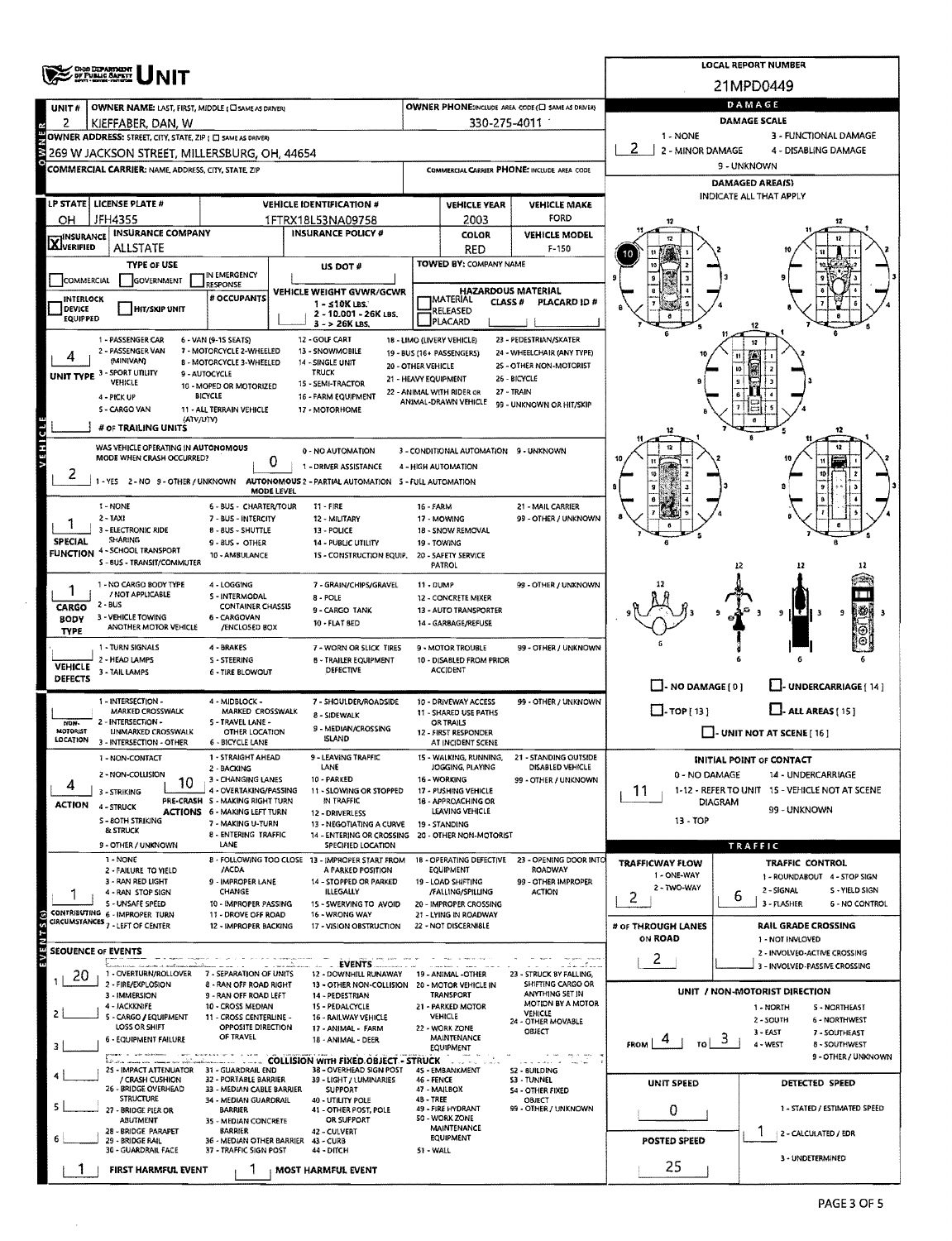# OHIO DEPARTMENT OF PUBLIC SAFETY UNIT

**LOCAL REPORT NUMBER:** 21MPD0449

| UNIT # | OWNER NAME: LAST, FIRST, MIDDLE (☐ SAME AS DRIVER) | OWNER PHONE (INCLUDE AREA CODE) (☐ SAME AS DRIVER) |
|---|---|---|
| 2 | KIEFFABER, DAN, W | 330-275-4011 |

**OWNER ADDRESS:** STREET, CITY, STATE, ZIP (☐ SAME AS DRIVER)
269 W JACKSON STREET, MILLERSBURG, OH, 44654

**COMMERCIAL CARRIER:** NAME, ADDRESS, CITY, STATE, ZIP | **COMMERCIAL CARRIER PHONE:** INCLUDE AREA CODE

| LP STATE | LICENSE PLATE # | VEHICLE IDENTIFICATION # | VEHICLE YEAR | VEHICLE MAKE |
|---|---|---|---|---|
| OH | JFH4355 | 1FTRX18L53NA09758 | 2003 | FORD |

| INSURANCE | INSURANCE COMPANY | INSURANCE POLICY # | COLOR | VEHICLE MODEL |
|---|---|---|---|---|
| ☒ VERIFIED | ALLSTATE | | RED | F-150 |

**TYPE OF USE:** ☐ COMMERCIAL ☐ GOVERNMENT ☐ IN EMERGENCY RESPONSE
☐ INTERLOCK DEVICE EQUIPPED ☐ HIT/SKIP UNIT
**# OCCUPANTS:**
**US DOT #:**
**VEHICLE WEIGHT GVWR/GCWR:** 1 - ≤10K LBS. 2 - 10.001 - 26K LBS. 3 - > 26K LBS.
**TOWED BY:** COMPANY NAME
**HAZARDOUS MATERIAL:** ☐ MATERIAL ☐ RELEASED ☐ PLACARD — CLASS # — PLACARD ID #

**UNIT TYPE:** 4
1 - PASSENGER CAR, 2 - PASSENGER VAN (MINIVAN), 3 - SPORT UTILITY VEHICLE, 4 - PICK UP, 5 - CARGO VAN, 6 - VAN (9-15 SEATS), 7 - MOTORCYCLE 2-WHEELED, 8 - MOTORCYCLE 3-WHEELED, 9 - AUTOCYCLE, 10 - MOPED OR MOTORIZED BICYCLE, 11 - ALL TERRAIN VEHICLE (ATV/UTV), 12 - GOLF CART, 13 - SNOWMOBILE, 14 - SINGLE UNIT TRUCK, 15 - SEMI-TRACTOR, 16 - FARM EQUIPMENT, 17 - MOTORHOME, 18 - LIMO (LIVERY VEHICLE), 19 - BUS (16+ PASSENGERS), 20 - OTHER VEHICLE, 21 - HEAVY EQUIPMENT, 22 - ANIMAL WITH RIDER OR ANIMAL-DRAWN VEHICLE, 23 - PEDESTRIAN/SKATER, 24 - WHEELCHAIR (ANY TYPE), 25 - OTHER NON-MOTORIST, 26 - BICYCLE, 27 - TRAIN, 99 - UNKNOWN OR HIT/SKIP

**# OF TRAILING UNITS:**

**WAS VEHICLE OPERATING IN AUTONOMOUS MODE WHEN CRASH OCCURRED?** 2
1 - YES 2 - NO 9 - OTHER / UNKNOWN
**AUTONOMOUS MODE LEVEL:** 0
0 - NO AUTOMATION, 1 - DRIVER ASSISTANCE, 2 - PARTIAL AUTOMATION, 3 - CONDITIONAL AUTOMATION, 4 - HIGH AUTOMATION, 5 - FULL AUTOMATION, 9 - UNKNOWN

**SPECIAL FUNCTION:** 1
1 - NONE, 2 - TAXI, 3 - ELECTRONIC RIDE SHARING, 4 - SCHOOL TRANSPORT, 5 - BUS - TRANSIT/COMMUTER, 6 - BUS - CHARTER/TOUR, 7 - BUS - INTERCITY, 8 - BUS - SHUTTLE, 9 - BUS - OTHER, 10 - AMBULANCE, 11 - FIRE, 12 - MILITARY, 13 - POLICE, 14 - PUBLIC UTILITY, 15 - CONSTRUCTION EQUIP., 16 - FARM, 17 - MOWING, 18 - SNOW REMOVAL, 19 - TOWING, 20 - SAFETY SERVICE PATROL, 21 - MAIL CARRIER, 99 - OTHER / UNKNOWN

**CARGO BODY TYPE:** 1
1 - NO CARGO BODY TYPE / NOT APPLICABLE, 2 - BUS, 3 - VEHICLE TOWING ANOTHER MOTOR VEHICLE, 4 - LOGGING, 5 - INTERMODAL CONTAINER CHASSIS, 6 - CARGOVAN /ENCLOSED BOX, 7 - GRAIN/CHIPS/GRAVEL, 8 - POLE, 9 - CARGO TANK, 10 - FLAT BED, 11 - DUMP, 12 - CONCRETE MIXER, 13 - AUTO TRANSPORTER, 14 - GARBAGE/REFUSE, 99 - OTHER / UNKNOWN

**VEHICLE DEFECTS:**
1 - TURN SIGNALS, 2 - HEAD LAMPS, 3 - TAIL LAMPS, 4 - BRAKES, 5 - STEERING, 6 - TIRE BLOWOUT, 7 - WORN OR SLICK TIRES, 8 - TRAILER EQUIPMENT DEFECTIVE, 9 - MOTOR TROUBLE, 10 - DISABLED FROM PRIOR ACCIDENT, 99 - OTHER / UNKNOWN

**NON-MOTORIST LOCATION:**
1 - INTERSECTION - MARKED CROSSWALK, 2 - INTERSECTION - UNMARKED CROSSWALK, 3 - INTERSECTION - OTHER, 4 - MIDBLOCK - MARKED CROSSWALK, 5 - TRAVEL LANE - OTHER LOCATION, 6 - BICYCLE LANE, 7 - SHOULDER/ROADSIDE, 8 - SIDEWALK, 9 - MEDIAN/CROSSING ISLAND, 10 - DRIVEWAY ACCESS, 11 - SHARED USE PATHS OR TRAILS, 12 - FIRST RESPONDER AT INCIDENT SCENE, 99 - OTHER / UNKNOWN

**ACTION:** 4
1 - NON-CONTACT, 2 - NON-COLLISION, 3 - STRIKING, 4 - STRUCK, 5 - BOTH STRIKING & STRUCK, 9 - OTHER / UNKNOWN

**PRE-CRASH ACTIONS:** 10
1 - STRAIGHT AHEAD, 2 - BACKING, 3 - CHANGING LANES, 4 - OVERTAKING/PASSING, 5 - MAKING RIGHT TURN, 6 - MAKING LEFT TURN, 7 - MAKING U-TURN, 8 - ENTERING TRAFFIC LANE, 9 - LEAVING TRAFFIC LANE, 10 - PARKED, 11 - SLOWING OR STOPPED IN TRAFFIC, 12 - DRIVERLESS, 13 - NEGOTIATING A CURVE, 14 - ENTERING OR CROSSING SPECIFIED LOCATION, 15 - WALKING, RUNNING, JOGGING, PLAYING, 16 - WORKING, 17 - PUSHING VEHICLE, 18 - APPROACHING OR LEAVING VEHICLE, 19 - STANDING, 20 - OTHER NON-MOTORIST, 21 - STANDING OUTSIDE DISABLED VEHICLE, 99 - OTHER / UNKNOWN

**CONTRIBUTING CIRCUMSTANCES:** 1
1 - NONE, 2 - FAILURE TO YIELD, 3 - RAN RED LIGHT, 4 - RAN STOP SIGN, 5 - UNSAFE SPEED, 6 - IMPROPER TURN, 7 - LEFT OF CENTER, 8 - FOLLOWING TOO CLOSE /ACDA, 9 - IMPROPER LANE CHANGE, 10 - IMPROPER PASSING, 11 - DROVE OFF ROAD, 12 - IMPROPER BACKING, 13 - IMPROPER START FROM A PARKED POSITION, 14 - STOPPED OR PARKED ILLEGALLY, 15 - SWERVING TO AVOID, 16 - WRONG WAY, 17 - VISION OBSTRUCTION, 18 - OPERATING DEFECTIVE EQUIPMENT, 19 - LOAD SHIFTING /FALLING/SPILLING, 20 - IMPROPER CROSSING, 21 - LYING IN ROADWAY, 22 - NOT DISCERNIBLE, 23 - OPENING DOOR INTO ROADWAY, 99 - OTHER IMPROPER ACTION

## SEQUENCE OF EVENTS

| # | Event |
|---|---|
| 1 | 20 |
| 2 | |
| 3 | |
| 4 | |
| 5 | |
| 6 | |

**EVENTS:** 1 - OVERTURN/ROLLOVER, 2 - FIRE/EXPLOSION, 3 - IMMERSION, 4 - JACKKNIFE, 5 - CARGO / EQUIPMENT LOSS OR SHIFT, 6 - EQUIPMENT FAILURE, 7 - SEPARATION OF UNITS, 8 - RAN OFF ROAD RIGHT, 9 - RAN OFF ROAD LEFT, 10 - CROSS MEDIAN, 11 - CROSS CENTERLINE - OPPOSITE DIRECTION OF TRAVEL, 12 - DOWNHILL RUNAWAY, 13 - OTHER NON-COLLISION, 14 - PEDESTRIAN, 15 - PEDALCYCLE, 16 - RAILWAY VEHICLE, 17 - ANIMAL - FARM, 18 - ANIMAL - DEER, 19 - ANIMAL - OTHER, 20 - MOTOR VEHICLE IN TRANSPORT, 21 - PARKED MOTOR VEHICLE, 22 - WORK ZONE MAINTENANCE EQUIPMENT, 23 - STRUCK BY FALLING, SHIFTING CARGO OR ANYTHING SET IN MOTION BY A MOTOR VEHICLE, 24 - OTHER MOVABLE OBJECT

**COLLISION WITH FIXED OBJECT - STRUCK:** 25 - IMPACT ATTENUATOR / CRASH CUSHION, 26 - BRIDGE OVERHEAD STRUCTURE, 27 - BRIDGE PIER OR ABUTMENT, 28 - BRIDGE PARAPET, 29 - BRIDGE RAIL, 30 - GUARDRAIL FACE, 31 - GUARDRAIL END, 32 - PORTABLE BARRIER, 33 - MEDIAN CABLE BARRIER, 34 - MEDIAN GUARDRAIL BARRIER, 35 - MEDIAN CONCRETE BARRIER, 36 - MEDIAN OTHER BARRIER, 37 - TRAFFIC SIGN POST, 38 - OVERHEAD SIGN POST, 39 - LIGHT / LUMINARIES SUPPORT, 40 - UTILITY POLE, 41 - OTHER POST, POLE OR SUPPORT, 42 - CULVERT, 43 - CURB, 44 - DITCH, 45 - EMBANKMENT, 46 - FENCE, 47 - MAILBOX, 48 - TREE, 49 - FIRE HYDRANT, 50 - WORK ZONE MAINTENANCE EQUIPMENT, 51 - WALL, 52 - BUILDING, 53 - TUNNEL, 54 - OTHER FIXED OBJECT, 99 - OTHER / UNKNOWN

**FIRST HARMFUL EVENT:** 1 **MOST HARMFUL EVENT:** 1

## DAMAGE

**DAMAGE SCALE:** 2
1 - NONE, 2 - MINOR DAMAGE, 3 - FUNCTIONAL DAMAGE, 4 - DISABLING DAMAGE, 9 - UNKNOWN

**DAMAGED AREA(S)** INDICATE ALL THAT APPLY: 10

☐ - NO DAMAGE [ 0 ] ☐ - UNDERCARRIAGE [ 14 ]
☐ - TOP [ 13 ] ☐ - ALL AREAS [ 15 ]
☐ - UNIT NOT AT SCENE [ 16 ]

**INITIAL POINT OF CONTACT:** 11
0 - NO DAMAGE, 1-12 - REFER TO UNIT DIAGRAM, 13 - TOP, 14 - UNDERCARRIAGE, 15 - VEHICLE NOT AT SCENE, 99 - UNKNOWN

## TRAFFIC

**TRAFFICWAY FLOW:** 2 (1 - ONE-WAY, 2 - TWO-WAY)

**TRAFFIC CONTROL:** 6
1 - ROUNDABOUT, 2 - SIGNAL, 3 - FLASHER, 4 - STOP SIGN, 5 - YIELD SIGN, 6 - NO CONTROL

**# OF THROUGH LANES ON ROAD:** 2

**RAIL GRADE CROSSING:**
1 - NOT INVLOVED, 2 - INVOLVED-ACTIVE CROSSING, 3 - INVOLVED-PASSIVE CROSSING

**UNIT / NON-MOTORIST DIRECTION:** FROM 4 TO 3
1 - NORTH, 2 - SOUTH, 3 - EAST, 4 - WEST, 5 - NORTHEAST, 6 - NORTHWEST, 7 - SOUTHEAST, 8 - SOUTHWEST, 9 - OTHER / UNKNOWN

**UNIT SPEED:** 0

**DETECTED SPEED:** 1
1 - STATED / ESTIMATED SPEED, 2 - CALCULATED / EDR, 3 - UNDETERMINED

**POSTED SPEED:** 25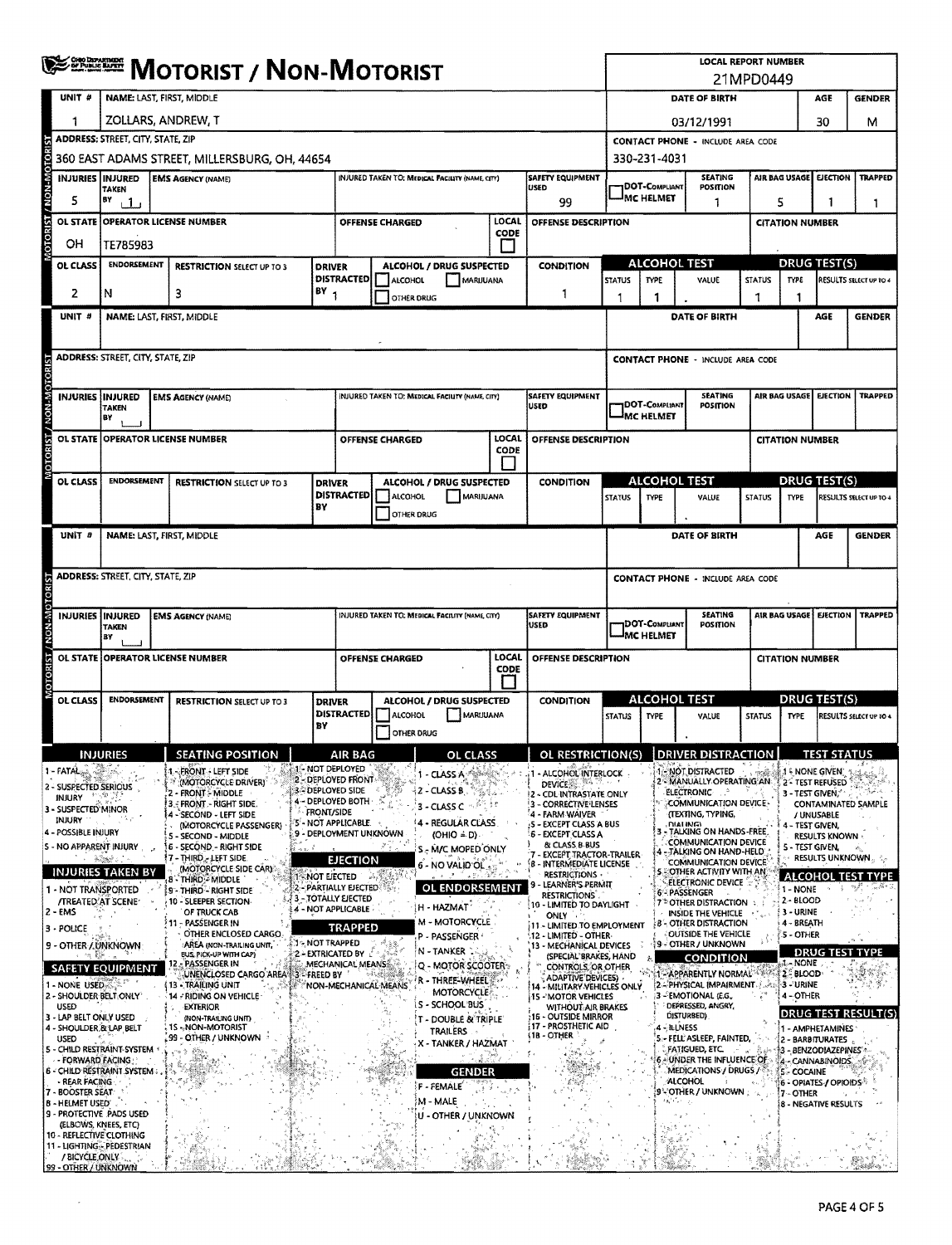# MOTORIST / NON-MOTORIST

| LOCAL REPORT NUMBER |
|---|
| 21MPD0449 |

## Unit 1

| UNIT # | NAME: LAST, FIRST, MIDDLE | DATE OF BIRTH | AGE | GENDER |
|---|---|---|---|---|
| 1 | ZOLLARS, ANDREW, T | 03/12/1991 | 30 | M |

| ADDRESS: STREET, CITY, STATE, ZIP | CONTACT PHONE - INCLUDE AREA CODE |
|---|---|
| 360 EAST ADAMS STREET, MILLERSBURG, OH, 44654 | 330-231-4031 |

| INJURIES | INJURED TAKEN BY | EMS AGENCY (NAME) | INJURED TAKEN TO: MEDICAL FACILITY (NAME, CITY) | SAFETY EQUIPMENT USED | DOT-COMPLIANT MC HELMET | SEATING POSITION | AIR BAG USAGE | EJECTION | TRAPPED |
|---|---|---|---|---|---|---|---|---|---|
| 5 | 1 | | | 99 | | 1 | 5 | 1 | 1 |

| OL STATE | OPERATOR LICENSE NUMBER | OFFENSE CHARGED | LOCAL CODE | OFFENSE DESCRIPTION | CITATION NUMBER |
|---|---|---|---|---|---|
| OH | TE785983 | | | | |

| OL CLASS | ENDORSEMENT | RESTRICTION SELECT UP TO 3 | DRIVER DISTRACTED BY | ALCOHOL / DRUG SUSPECTED | CONDITION | ALCOHOL TEST STATUS | ALCOHOL TEST TYPE | ALCOHOL TEST VALUE | DRUG TEST STATUS | DRUG TEST TYPE | DRUG TEST RESULTS SELECT UP TO 4 |
|---|---|---|---|---|---|---|---|---|---|---|---|
| 2 | N | 3 | 1 | ☐ ALCOHOL ☐ MARIJUANA ☐ OTHER DRUG | 1 | 1 | 1 | . | 1 | 1 | |

## Unit (blank)

| UNIT # | NAME: LAST, FIRST, MIDDLE | DATE OF BIRTH | AGE | GENDER |
|---|---|---|---|---|
| | | | | |

| ADDRESS: STREET, CITY, STATE, ZIP | CONTACT PHONE - INCLUDE AREA CODE |
|---|---|
| | |

| INJURIES | INJURED TAKEN BY | EMS AGENCY (NAME) | INJURED TAKEN TO: MEDICAL FACILITY (NAME, CITY) | SAFETY EQUIPMENT USED | DOT-COMPLIANT MC HELMET | SEATING POSITION | AIR BAG USAGE | EJECTION | TRAPPED |
|---|---|---|---|---|---|---|---|---|---|
| | | | | | | | | | |

| OL STATE | OPERATOR LICENSE NUMBER | OFFENSE CHARGED | LOCAL CODE | OFFENSE DESCRIPTION | CITATION NUMBER |
|---|---|---|---|---|---|
| | | | | | |

| OL CLASS | ENDORSEMENT | RESTRICTION SELECT UP TO 3 | DRIVER DISTRACTED BY | ALCOHOL / DRUG SUSPECTED | CONDITION | ALCOHOL TEST STATUS | ALCOHOL TEST TYPE | ALCOHOL TEST VALUE | DRUG TEST STATUS | DRUG TEST TYPE | DRUG TEST RESULTS SELECT UP TO 4 |
|---|---|---|---|---|---|---|---|---|---|---|---|
| | | | | ☐ ALCOHOL ☐ MARIJUANA ☐ OTHER DRUG | | | | . | | | |

## Unit (blank)

| UNIT # | NAME: LAST, FIRST, MIDDLE | DATE OF BIRTH | AGE | GENDER |
|---|---|---|---|---|
| | | | | |

| ADDRESS: STREET, CITY, STATE, ZIP | CONTACT PHONE - INCLUDE AREA CODE |
|---|---|
| | |

| INJURIES | INJURED TAKEN BY | EMS AGENCY (NAME) | INJURED TAKEN TO: MEDICAL FACILITY (NAME, CITY) | SAFETY EQUIPMENT USED | DOT-COMPLIANT MC HELMET | SEATING POSITION | AIR BAG USAGE | EJECTION | TRAPPED |
|---|---|---|---|---|---|---|---|---|---|
| | | | | | | | | | |

| OL STATE | OPERATOR LICENSE NUMBER | OFFENSE CHARGED | LOCAL CODE | OFFENSE DESCRIPTION | CITATION NUMBER |
|---|---|---|---|---|---|
| | | | | | |

| OL CLASS | ENDORSEMENT | RESTRICTION SELECT UP TO 3 | DRIVER DISTRACTED BY | ALCOHOL / DRUG SUSPECTED | CONDITION | ALCOHOL TEST STATUS | ALCOHOL TEST TYPE | ALCOHOL TEST VALUE | DRUG TEST STATUS | DRUG TEST TYPE | DRUG TEST RESULTS SELECT UP TO 4 |
|---|---|---|---|---|---|---|---|---|---|---|---|
| | | | | ☐ ALCOHOL ☐ MARIJUANA ☐ OTHER DRUG | | | | . | | | |

## Legend

**INJURIES**
1 - FATAL
2 - SUSPECTED SERIOUS INJURY
3 - SUSPECTED MINOR INJURY
4 - POSSIBLE INJURY
5 - NO APPARENT INJURY

**INJURIES TAKEN BY**
1 - NOT TRANSPORTED /TREATED AT SCENE
2 - EMS
3 - POLICE
9 - OTHER / UNKNOWN

**SAFETY EQUIPMENT**
1 - NONE USED
2 - SHOULDER BELT ONLY USED
3 - LAP BELT ONLY USED
4 - SHOULDER & LAP BELT USED
5 - CHILD RESTRAINT SYSTEM - FORWARD FACING
6 - CHILD RESTRAINT SYSTEM - REAR FACING
7 - BOOSTER SEAT
8 - HELMET USED
9 - PROTECTIVE PADS USED (ELBOWS, KNEES, ETC)
10 - REFLECTIVE CLOTHING
11 - LIGHTING - PEDESTRIAN / BICYCLE ONLY
99 - OTHER / UNKNOWN

**SEATING POSITION**
1 - FRONT - LEFT SIDE (MOTORCYCLE DRIVER)
2 - FRONT - MIDDLE
3 - FRONT - RIGHT SIDE
4 - SECOND - LEFT SIDE (MOTORCYCLE PASSENGER)
5 - SECOND - MIDDLE
6 - SECOND - RIGHT SIDE
7 - THIRD - LEFT SIDE (MOTORCYCLE SIDE CAR)
8 - THIRD - MIDDLE
9 - THIRD - RIGHT SIDE
10 - SLEEPER SECTION OF TRUCK CAB
11 - PASSENGER IN OTHER ENCLOSED CARGO AREA (NON-TRAILING UNIT, BUS, PICK-UP WITH CAP)
12 - PASSENGER IN UNENCLOSED CARGO AREA
13 - TRAILING UNIT
14 - RIDING ON VEHICLE EXTERIOR (NON-TRAILING UNIT)
15 - NON-MOTORIST
99 - OTHER / UNKNOWN

**AIR BAG**
1 - NOT DEPLOYED
2 - DEPLOYED FRONT
3 - DEPLOYED SIDE
4 - DEPLOYED BOTH FRONT/SIDE
5 - NOT APPLICABLE
9 - DEPLOYMENT UNKNOWN

**EJECTION**
1 - NOT EJECTED
2 - PARTIALLY EJECTED
3 - TOTALLY EJECTED
4 - NOT APPLICABLE

**TRAPPED**
1 - NOT TRAPPED
2 - EXTRICATED BY MECHANICAL MEANS
3 - FREED BY NON-MECHANICAL MEANS

**OL CLASS**
1 - CLASS A
2 - CLASS B
3 - CLASS C
4 - REGULAR CLASS (OHIO = D)
5 - M/C MOPED ONLY
6 - NO VALID OL

**OL ENDORSEMENT**
H - HAZMAT
M - MOTORCYCLE
P - PASSENGER
N - TANKER
Q - MOTOR SCOOTER
R - THREE-WHEEL MOTORCYCLE
S - SCHOOL BUS
T - DOUBLE & TRIPLE TRAILERS
X - TANKER / HAZMAT

**GENDER**
F - FEMALE
M - MALE
U - OTHER / UNKNOWN

**OL RESTRICTION(S)**
1 - ALCOHOL INTERLOCK DEVICE
2 - CDL INTRASTATE ONLY
3 - CORRECTIVE LENSES
4 - FARM WAIVER
5 - EXCEPT CLASS A BUS
6 - EXCEPT CLASS A & CLASS B BUS
7 - EXCEPT TRACTOR-TRAILER
8 - INTERMEDIATE LICENSE RESTRICTIONS
9 - LEARNER'S PERMIT RESTRICTIONS
10 - LIMITED TO DAYLIGHT ONLY
11 - LIMITED TO EMPLOYMENT
12 - LIMITED - OTHER
13 - MECHANICAL DEVICES (SPECIAL BRAKES, HAND CONTROLS, OR OTHER ADAPTIVE DEVICES)
14 - MILITARY VEHICLES ONLY
15 - MOTOR VEHICLES WITHOUT AIR BRAKES
16 - OUTSIDE MIRROR
17 - PROSTHETIC AID
18 - OTHER

**DRIVER DISTRACTION**
1 - NOT DISTRACTED
2 - MANUALLY OPERATING AN ELECTRONIC COMMUNICATION DEVICE (TEXTING, TYPING, DIALING)
3 - TALKING ON HANDS-FREE COMMUNICATION DEVICE
4 - TALKING ON HAND-HELD COMMUNICATION DEVICE
5 - OTHER ACTIVITY WITH AN ELECTRONIC DEVICE
6 - PASSENGER
7 - OTHER DISTRACTION INSIDE THE VEHICLE
8 - OTHER DISTRACTION OUTSIDE THE VEHICLE
9 - OTHER / UNKNOWN

**CONDITION**
1 - APPARENTLY NORMAL
2 - PHYSICAL IMPAIRMENT
3 - EMOTIONAL (E.G., DEPRESSED, ANGRY, DISTURBED)
4 - ILLNESS
5 - FELL ASLEEP, FAINTED, FATIGUED, ETC.
6 - UNDER THE INFLUENCE OF MEDICATIONS / DRUGS / ALCOHOL
9 - OTHER / UNKNOWN

**TEST STATUS**
1 - NONE GIVEN
2 - TEST REFUSED
3 - TEST GIVEN, CONTAMINATED SAMPLE / UNUSABLE
4 - TEST GIVEN, RESULTS KNOWN
5 - TEST GIVEN, RESULTS UNKNOWN

**ALCOHOL TEST TYPE**
1 - NONE
2 - BLOOD
3 - URINE
4 - BREATH
5 - OTHER

**DRUG TEST TYPE**
1 - NONE
2 - BLOOD
3 - URINE
4 - OTHER

**DRUG TEST RESULT(S)**
1 - AMPHETAMINES
2 - BARBITURATES
3 - BENZODIAZEPINES
4 - CANNABINOIDS
5 - COCAINE
6 - OPIATES / OPIOIDS
7 - OTHER
8 - NEGATIVE RESULTS